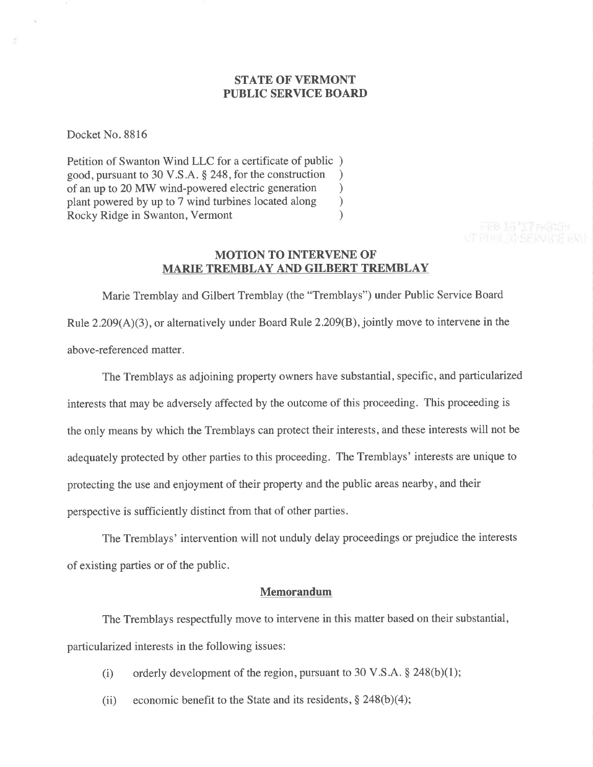**STATE OF VERMONT**
**PUBLIC SERVICE BOARD**

Docket No. 8816

Petition of Swanton Wind LLC for a certificate of public )
good, pursuant to 30 V.S.A. § 248, for the construction )
of an up to 20 MW wind-powered electric generation )
plant powered by up to 7 wind turbines located along )
Rocky Ridge in Swanton, Vermont )

**MOTION TO INTERVENE OF**
**MARIE TREMBLAY AND GILBERT TREMBLAY**

Marie Tremblay and Gilbert Tremblay (the "Tremblays") under Public Service Board Rule 2.209(A)(3), or alternatively under Board Rule 2.209(B), jointly move to intervene in the above-referenced matter.

The Tremblays as adjoining property owners have substantial, specific, and particularized interests that may be adversely affected by the outcome of this proceeding. This proceeding is the only means by which the Tremblays can protect their interests, and these interests will not be adequately protected by other parties to this proceeding. The Tremblays' interests are unique to protecting the use and enjoyment of their property and the public areas nearby, and their perspective is sufficiently distinct from that of other parties.

The Tremblays' intervention will not unduly delay proceedings or prejudice the interests of existing parties or of the public.

**Memorandum**

The Tremblays respectfully move to intervene in this matter based on their substantial, particularized interests in the following issues:

(i) orderly development of the region, pursuant to 30 V.S.A. § 248(b)(1);

(ii) economic benefit to the State and its residents, § 248(b)(4);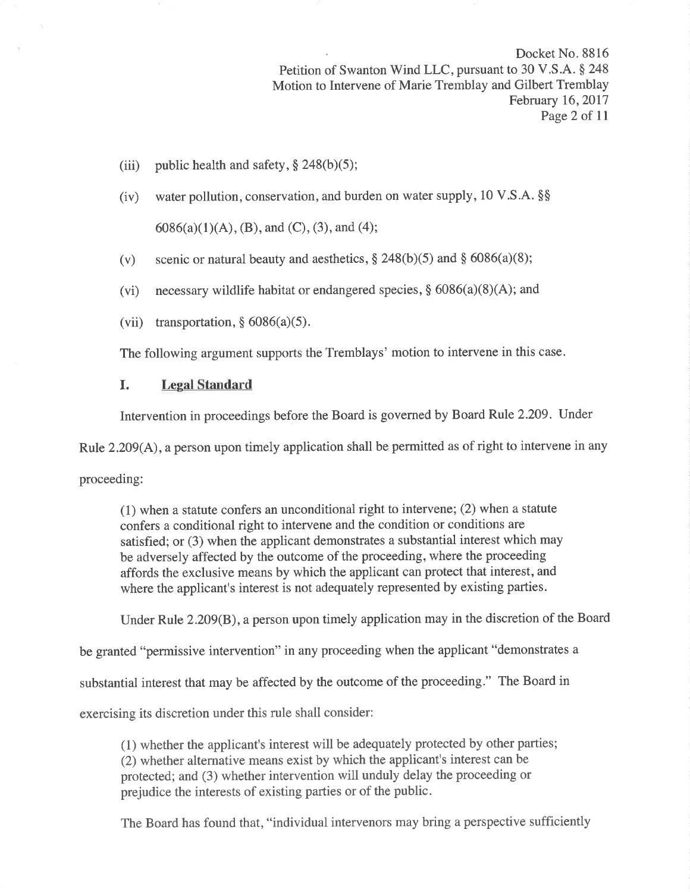(iii) public health and safety, § 248(b)(5);

(iv) water pollution, conservation, and burden on water supply, 10 V.S.A. §§ 6086(a)(1)(A), (B), and (C), (3), and (4);

(v) scenic or natural beauty and aesthetics, § 248(b)(5) and § 6086(a)(8);

(vi) necessary wildlife habitat or endangered species, § 6086(a)(8)(A); and

(vii) transportation, § 6086(a)(5).

The following argument supports the Tremblays' motion to intervene in this case.

## I. Legal Standard

Intervention in proceedings before the Board is governed by Board Rule 2.209. Under Rule 2.209(A), a person upon timely application shall be permitted as of right to intervene in any proceeding:

> (1) when a statute confers an unconditional right to intervene; (2) when a statute confers a conditional right to intervene and the condition or conditions are satisfied; or (3) when the applicant demonstrates a substantial interest which may be adversely affected by the outcome of the proceeding, where the proceeding affords the exclusive means by which the applicant can protect that interest, and where the applicant's interest is not adequately represented by existing parties.

Under Rule 2.209(B), a person upon timely application may in the discretion of the Board be granted "permissive intervention" in any proceeding when the applicant "demonstrates a substantial interest that may be affected by the outcome of the proceeding." The Board in exercising its discretion under this rule shall consider:

> (1) whether the applicant's interest will be adequately protected by other parties; (2) whether alternative means exist by which the applicant's interest can be protected; and (3) whether intervention will unduly delay the proceeding or prejudice the interests of existing parties or of the public.

The Board has found that, "individual intervenors may bring a perspective sufficiently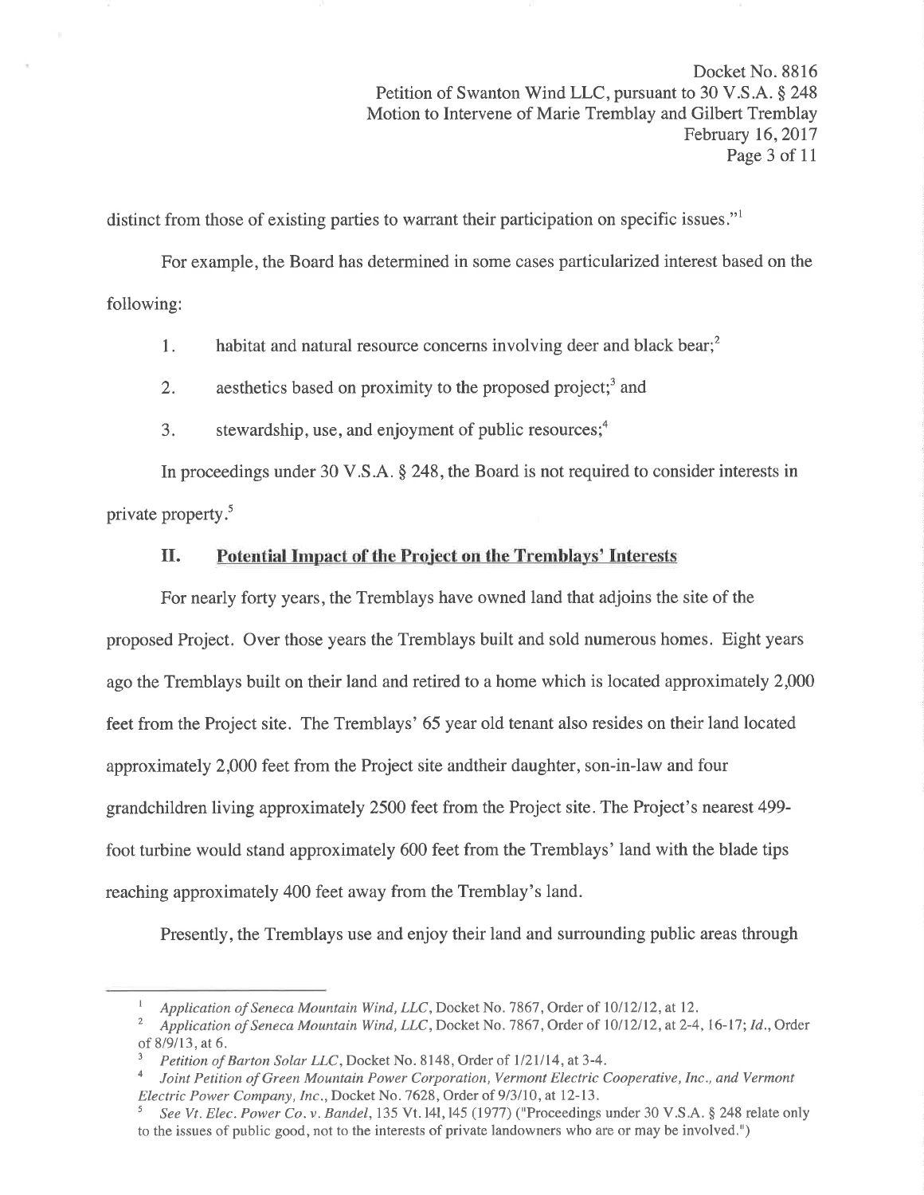distinct from those of existing parties to warrant their participation on specific issues."[1]

For example, the Board has determined in some cases particularized interest based on the following:

1. habitat and natural resource concerns involving deer and black bear;[2]
2. aesthetics based on proximity to the proposed project;[3] and
3. stewardship, use, and enjoyment of public resources;[4]

In proceedings under 30 V.S.A. § 248, the Board is not required to consider interests in private property.[5]

## II. Potential Impact of the Project on the Tremblays' Interests

For nearly forty years, the Tremblays have owned land that adjoins the site of the proposed Project. Over those years the Tremblays built and sold numerous homes. Eight years ago the Tremblays built on their land and retired to a home which is located approximately 2,000 feet from the Project site. The Tremblays' 65 year old tenant also resides on their land located approximately 2,000 feet from the Project site andtheir daughter, son-in-law and four grandchildren living approximately 2500 feet from the Project site. The Project's nearest 499-foot turbine would stand approximately 600 feet from the Tremblays' land with the blade tips reaching approximately 400 feet away from the Tremblay's land.

Presently, the Tremblays use and enjoy their land and surrounding public areas through

---

[1] *Application of Seneca Mountain Wind, LLC*, Docket No. 7867, Order of 10/12/12, at 12.

[2] *Application of Seneca Mountain Wind, LLC*, Docket No. 7867, Order of 10/12/12, at 2-4, 16-17; *Id.*, Order of 8/9/13, at 6.

[3] *Petition of Barton Solar LLC*, Docket No. 8148, Order of 1/21/14, at 3-4.

[4] *Joint Petition of Green Mountain Power Corporation, Vermont Electric Cooperative, Inc., and Vermont Electric Power Company, Inc.*, Docket No. 7628, Order of 9/3/10, at 12-13.

[5] *See Vt. Elec. Power Co. v. Bandel*, 135 Vt. 141, 145 (1977) ("Proceedings under 30 V.S.A. § 248 relate only to the issues of public good, not to the interests of private landowners who are or may be involved.")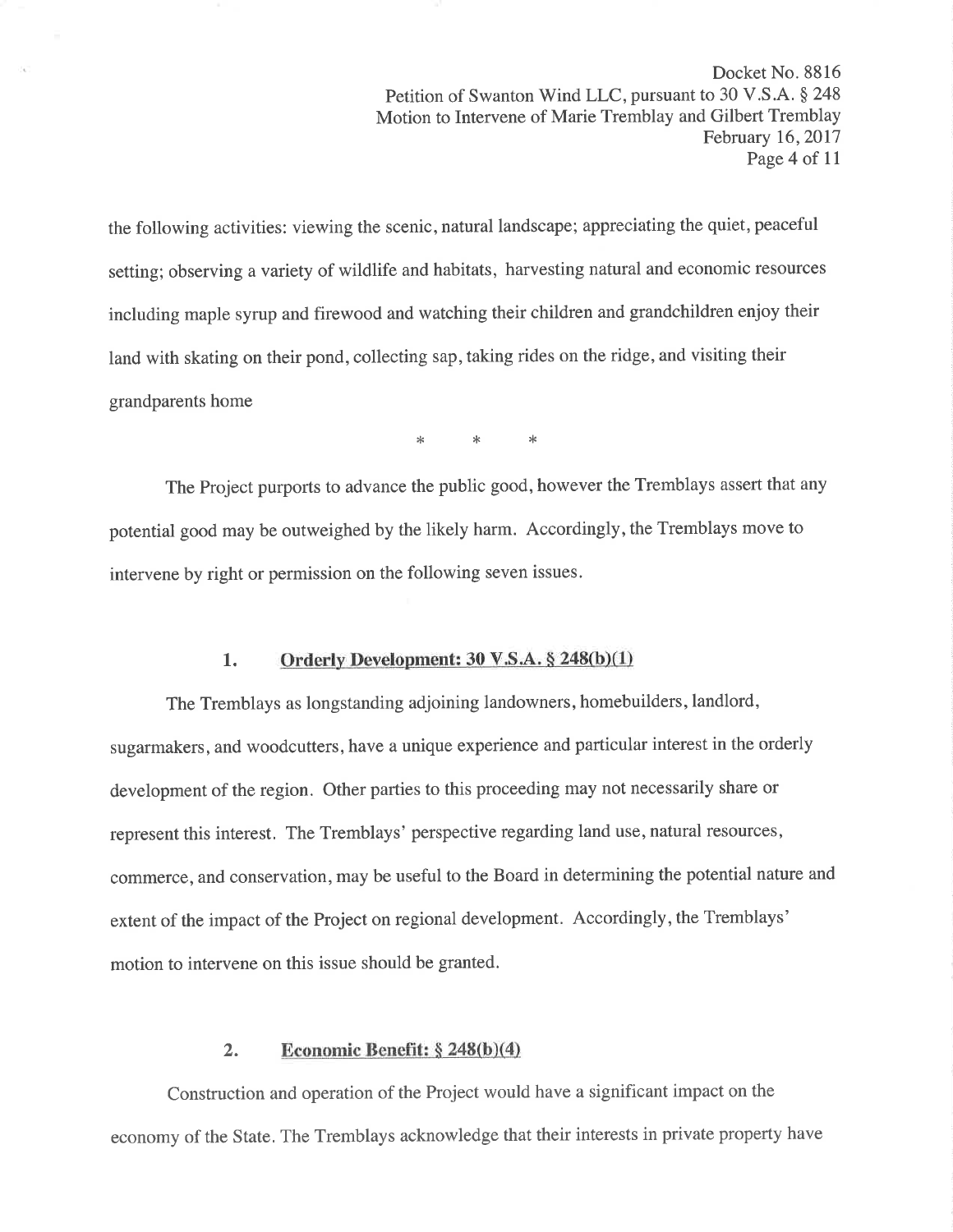the following activities: viewing the scenic, natural landscape; appreciating the quiet, peaceful setting; observing a variety of wildlife and habitats, harvesting natural and economic resources including maple syrup and firewood and watching their children and grandchildren enjoy their land with skating on their pond, collecting sap, taking rides on the ridge, and visiting their grandparents home

\* \* \*

The Project purports to advance the public good, however the Tremblays assert that any potential good may be outweighed by the likely harm. Accordingly, the Tremblays move to intervene by right or permission on the following seven issues.

### 1. Orderly Development: 30 V.S.A. § 248(b)(1)

The Tremblays as longstanding adjoining landowners, homebuilders, landlord, sugarmakers, and woodcutters, have a unique experience and particular interest in the orderly development of the region. Other parties to this proceeding may not necessarily share or represent this interest. The Tremblays' perspective regarding land use, natural resources, commerce, and conservation, may be useful to the Board in determining the potential nature and extent of the impact of the Project on regional development. Accordingly, the Tremblays' motion to intervene on this issue should be granted.

### 2. Economic Benefit: § 248(b)(4)

Construction and operation of the Project would have a significant impact on the economy of the State. The Tremblays acknowledge that their interests in private property have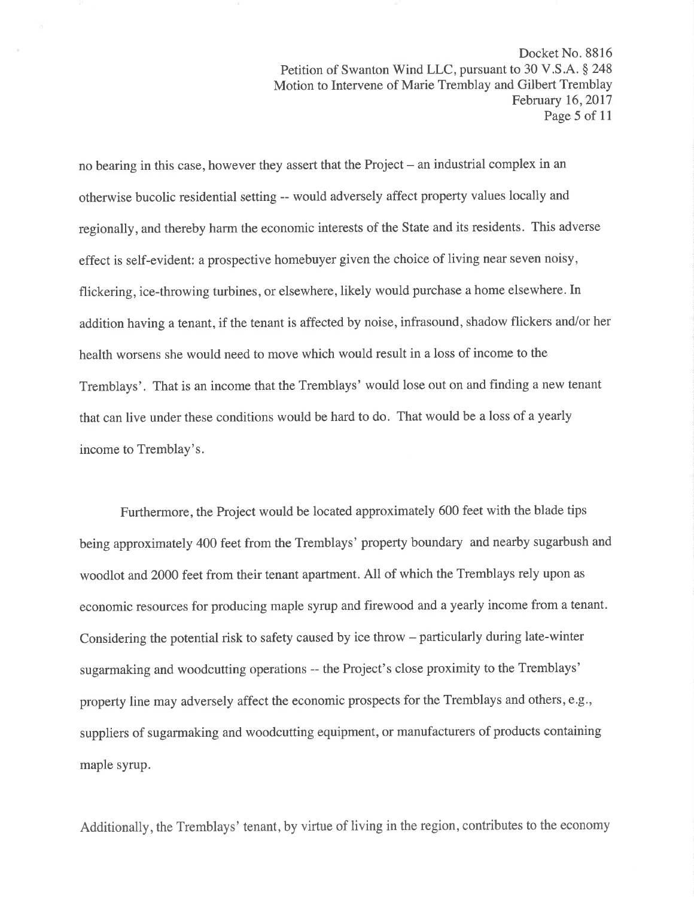no bearing in this case, however they assert that the Project – an industrial complex in an otherwise bucolic residential setting -- would adversely affect property values locally and regionally, and thereby harm the economic interests of the State and its residents. This adverse effect is self-evident: a prospective homebuyer given the choice of living near seven noisy, flickering, ice-throwing turbines, or elsewhere, likely would purchase a home elsewhere. In addition having a tenant, if the tenant is affected by noise, infrasound, shadow flickers and/or her health worsens she would need to move which would result in a loss of income to the Tremblays'. That is an income that the Tremblays' would lose out on and finding a new tenant that can live under these conditions would be hard to do. That would be a loss of a yearly income to Tremblay's.

Furthermore, the Project would be located approximately 600 feet with the blade tips being approximately 400 feet from the Tremblays' property boundary and nearby sugarbush and woodlot and 2000 feet from their tenant apartment. All of which the Tremblays rely upon as economic resources for producing maple syrup and firewood and a yearly income from a tenant. Considering the potential risk to safety caused by ice throw – particularly during late-winter sugarmaking and woodcutting operations -- the Project's close proximity to the Tremblays' property line may adversely affect the economic prospects for the Tremblays and others, e.g., suppliers of sugarmaking and woodcutting equipment, or manufacturers of products containing maple syrup.

Additionally, the Tremblays' tenant, by virtue of living in the region, contributes to the economy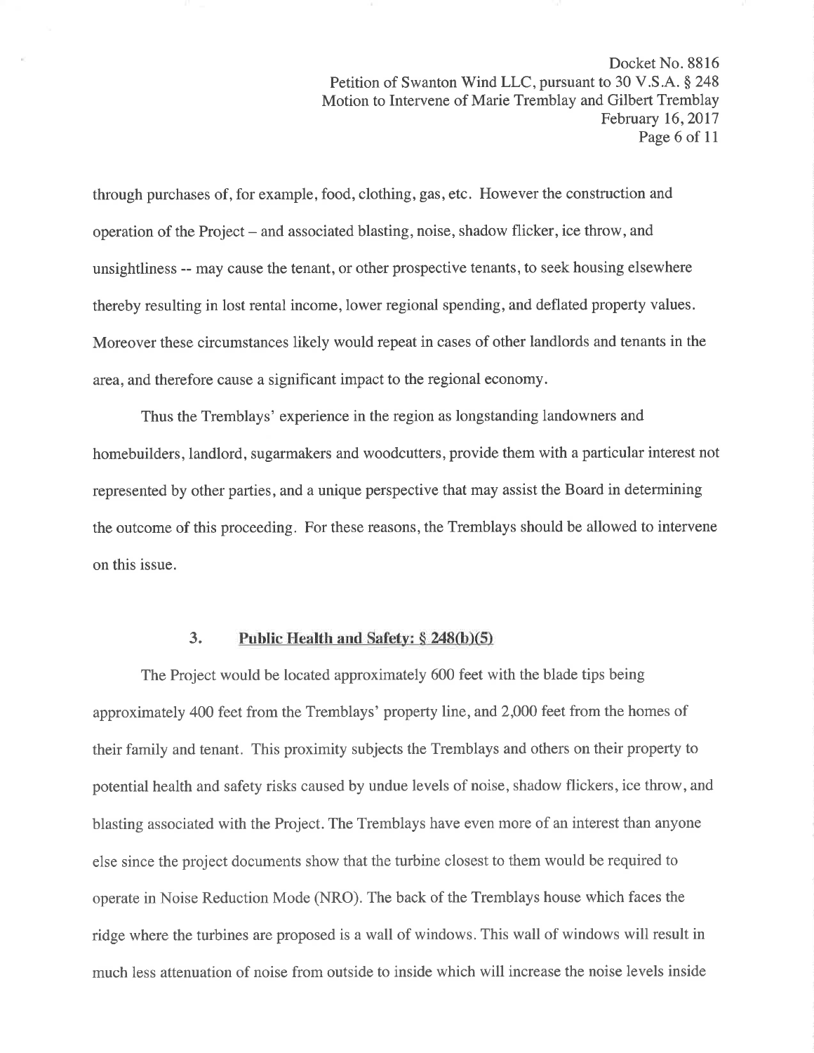through purchases of, for example, food, clothing, gas, etc. However the construction and operation of the Project – and associated blasting, noise, shadow flicker, ice throw, and unsightliness -- may cause the tenant, or other prospective tenants, to seek housing elsewhere thereby resulting in lost rental income, lower regional spending, and deflated property values. Moreover these circumstances likely would repeat in cases of other landlords and tenants in the area, and therefore cause a significant impact to the regional economy.

Thus the Tremblays' experience in the region as longstanding landowners and homebuilders, landlord, sugarmakers and woodcutters, provide them with a particular interest not represented by other parties, and a unique perspective that may assist the Board in determining the outcome of this proceeding. For these reasons, the Tremblays should be allowed to intervene on this issue.

### 3. Public Health and Safety: § 248(b)(5)

The Project would be located approximately 600 feet with the blade tips being approximately 400 feet from the Tremblays' property line, and 2,000 feet from the homes of their family and tenant. This proximity subjects the Tremblays and others on their property to potential health and safety risks caused by undue levels of noise, shadow flickers, ice throw, and blasting associated with the Project. The Tremblays have even more of an interest than anyone else since the project documents show that the turbine closest to them would be required to operate in Noise Reduction Mode (NRO). The back of the Tremblays house which faces the ridge where the turbines are proposed is a wall of windows. This wall of windows will result in much less attenuation of noise from outside to inside which will increase the noise levels inside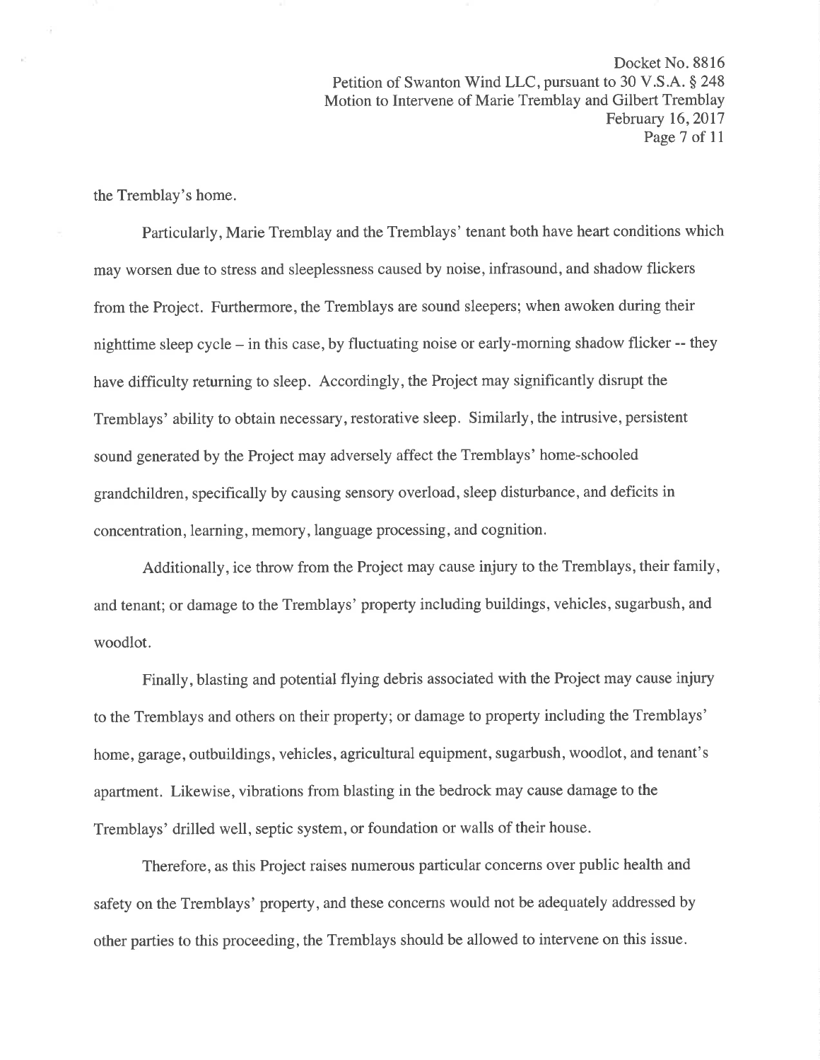the Tremblay's home.

Particularly, Marie Tremblay and the Tremblays' tenant both have heart conditions which may worsen due to stress and sleeplessness caused by noise, infrasound, and shadow flickers from the Project. Furthermore, the Tremblays are sound sleepers; when awoken during their nighttime sleep cycle – in this case, by fluctuating noise or early-morning shadow flicker -- they have difficulty returning to sleep. Accordingly, the Project may significantly disrupt the Tremblays' ability to obtain necessary, restorative sleep. Similarly, the intrusive, persistent sound generated by the Project may adversely affect the Tremblays' home-schooled grandchildren, specifically by causing sensory overload, sleep disturbance, and deficits in concentration, learning, memory, language processing, and cognition.

Additionally, ice throw from the Project may cause injury to the Tremblays, their family, and tenant; or damage to the Tremblays' property including buildings, vehicles, sugarbush, and woodlot.

Finally, blasting and potential flying debris associated with the Project may cause injury to the Tremblays and others on their property; or damage to property including the Tremblays' home, garage, outbuildings, vehicles, agricultural equipment, sugarbush, woodlot, and tenant's apartment. Likewise, vibrations from blasting in the bedrock may cause damage to the Tremblays' drilled well, septic system, or foundation or walls of their house.

Therefore, as this Project raises numerous particular concerns over public health and safety on the Tremblays' property, and these concerns would not be adequately addressed by other parties to this proceeding, the Tremblays should be allowed to intervene on this issue.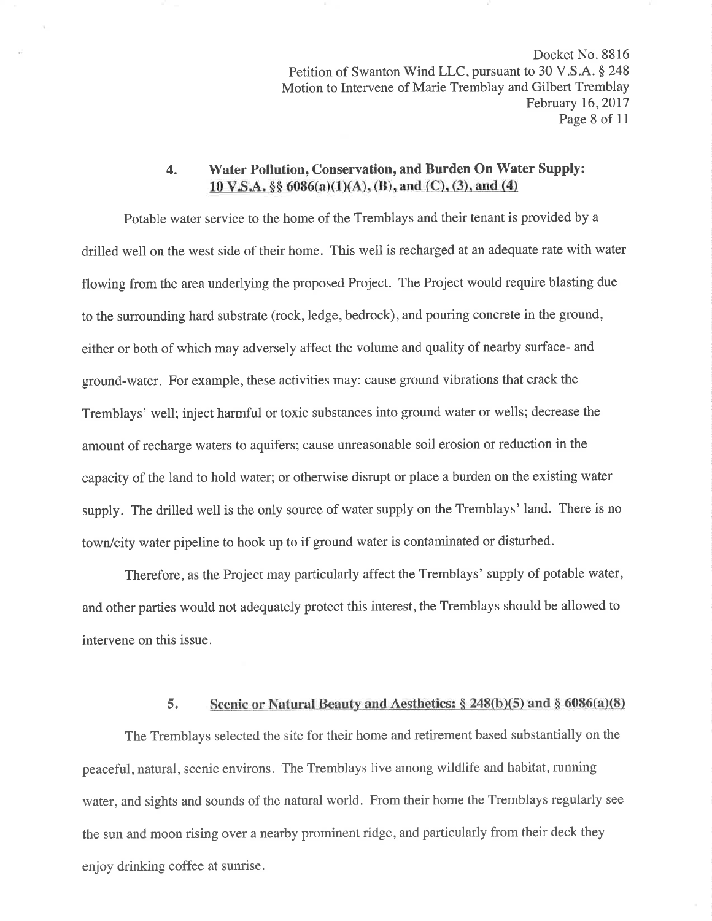### 4. Water Pollution, Conservation, and Burden On Water Supply: 10 V.S.A. §§ 6086(a)(1)(A), (B), and (C), (3), and (4)

Potable water service to the home of the Tremblays and their tenant is provided by a drilled well on the west side of their home. This well is recharged at an adequate rate with water flowing from the area underlying the proposed Project. The Project would require blasting due to the surrounding hard substrate (rock, ledge, bedrock), and pouring concrete in the ground, either or both of which may adversely affect the volume and quality of nearby surface- and ground-water. For example, these activities may: cause ground vibrations that crack the Tremblays' well; inject harmful or toxic substances into ground water or wells; decrease the amount of recharge waters to aquifers; cause unreasonable soil erosion or reduction in the capacity of the land to hold water; or otherwise disrupt or place a burden on the existing water supply. The drilled well is the only source of water supply on the Tremblays' land. There is no town/city water pipeline to hook up to if ground water is contaminated or disturbed.

Therefore, as the Project may particularly affect the Tremblays' supply of potable water, and other parties would not adequately protect this interest, the Tremblays should be allowed to intervene on this issue.

### 5. Scenic or Natural Beauty and Aesthetics: § 248(b)(5) and § 6086(a)(8)

The Tremblays selected the site for their home and retirement based substantially on the peaceful, natural, scenic environs. The Tremblays live among wildlife and habitat, running water, and sights and sounds of the natural world. From their home the Tremblays regularly see the sun and moon rising over a nearby prominent ridge, and particularly from their deck they enjoy drinking coffee at sunrise.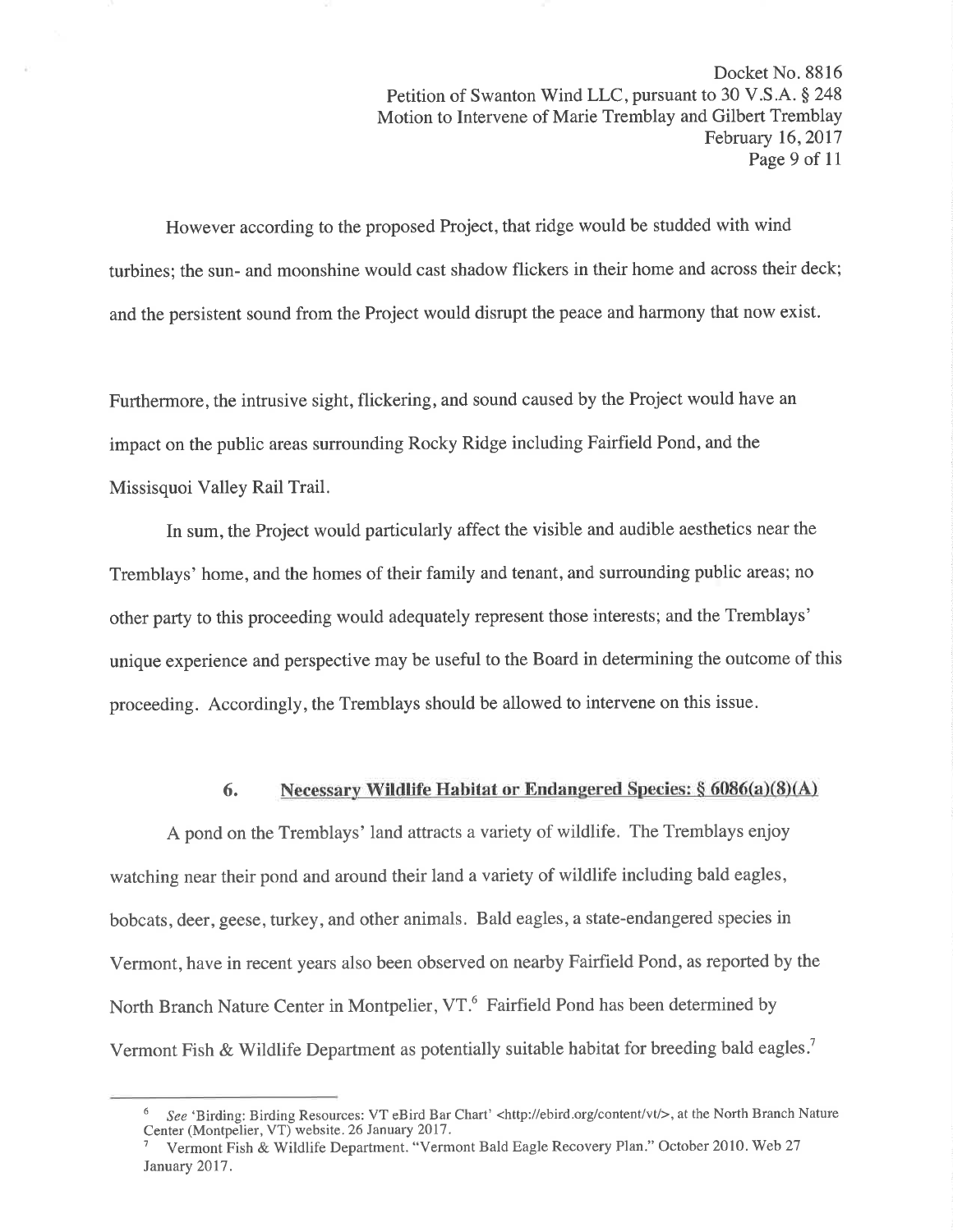However according to the proposed Project, that ridge would be studded with wind turbines; the sun- and moonshine would cast shadow flickers in their home and across their deck; and the persistent sound from the Project would disrupt the peace and harmony that now exist.

Furthermore, the intrusive sight, flickering, and sound caused by the Project would have an impact on the public areas surrounding Rocky Ridge including Fairfield Pond, and the Missisquoi Valley Rail Trail.

In sum, the Project would particularly affect the visible and audible aesthetics near the Tremblays' home, and the homes of their family and tenant, and surrounding public areas; no other party to this proceeding would adequately represent those interests; and the Tremblays' unique experience and perspective may be useful to the Board in determining the outcome of this proceeding. Accordingly, the Tremblays should be allowed to intervene on this issue.

### 6. Necessary Wildlife Habitat or Endangered Species: § 6086(a)(8)(A)

A pond on the Tremblays' land attracts a variety of wildlife. The Tremblays enjoy watching near their pond and around their land a variety of wildlife including bald eagles, bobcats, deer, geese, turkey, and other animals. Bald eagles, a state-endangered species in Vermont, have in recent years also been observed on nearby Fairfield Pond, as reported by the North Branch Nature Center in Montpelier, VT.[6] Fairfield Pond has been determined by Vermont Fish & Wildlife Department as potentially suitable habitat for breeding bald eagles.[7]

---

[6] *See* 'Birding: Birding Resources: VT eBird Bar Chart' <http://ebird.org/content/vt/>, at the North Branch Nature Center (Montpelier, VT) website. 26 January 2017.

[7] Vermont Fish & Wildlife Department. "Vermont Bald Eagle Recovery Plan." October 2010. Web 27 January 2017.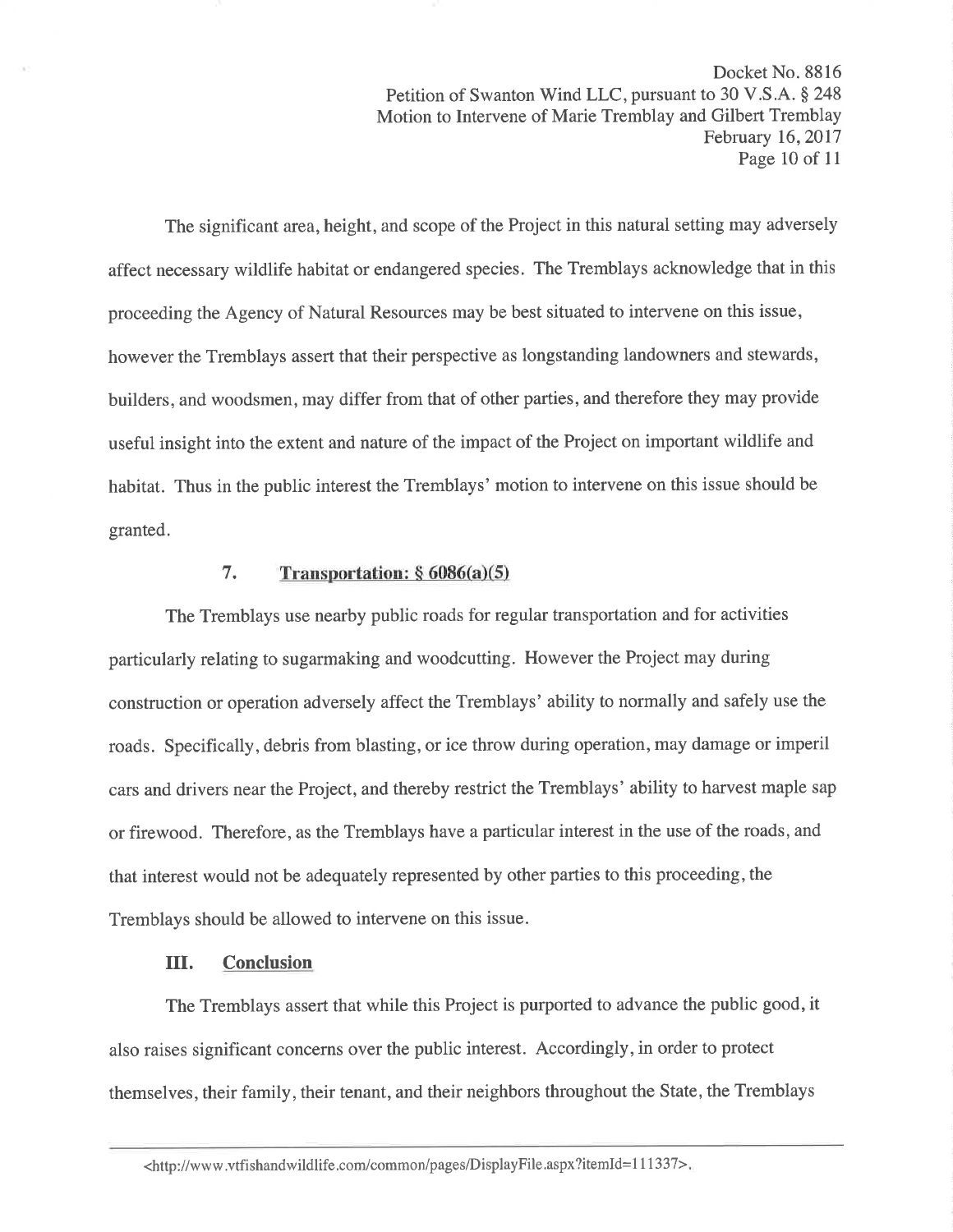The significant area, height, and scope of the Project in this natural setting may adversely affect necessary wildlife habitat or endangered species. The Tremblays acknowledge that in this proceeding the Agency of Natural Resources may be best situated to intervene on this issue, however the Tremblays assert that their perspective as longstanding landowners and stewards, builders, and woodsmen, may differ from that of other parties, and therefore they may provide useful insight into the extent and nature of the impact of the Project on important wildlife and habitat. Thus in the public interest the Tremblays' motion to intervene on this issue should be granted.

### 7. Transportation: § 6086(a)(5)

The Tremblays use nearby public roads for regular transportation and for activities particularly relating to sugarmaking and woodcutting. However the Project may during construction or operation adversely affect the Tremblays' ability to normally and safely use the roads. Specifically, debris from blasting, or ice throw during operation, may damage or imperil cars and drivers near the Project, and thereby restrict the Tremblays' ability to harvest maple sap or firewood. Therefore, as the Tremblays have a particular interest in the use of the roads, and that interest would not be adequately represented by other parties to this proceeding, the Tremblays should be allowed to intervene on this issue.

## III. Conclusion

The Tremblays assert that while this Project is purported to advance the public good, it also raises significant concerns over the public interest. Accordingly, in order to protect themselves, their family, their tenant, and their neighbors throughout the State, the Tremblays

---

<http://www.vtfishandwildlife.com/common/pages/DisplayFile.aspx?itemId=111337>.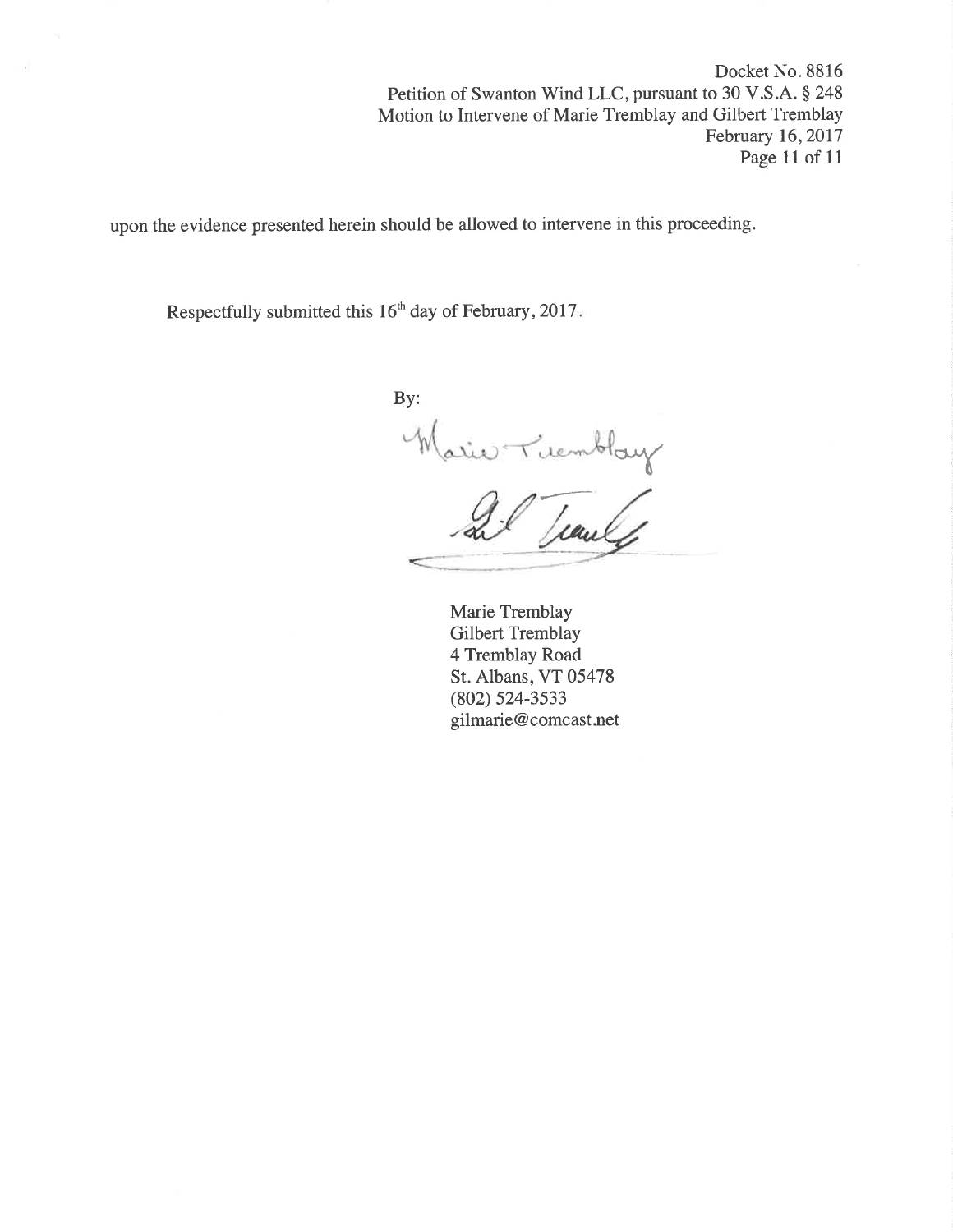upon the evidence presented herein should be allowed to intervene in this proceeding.

Respectfully submitted this 16th day of February, 2017.

By:

Marie Tremblay
Gilbert Tremblay
4 Tremblay Road
St. Albans, VT 05478
(802) 524-3533
gilmarie@comcast.net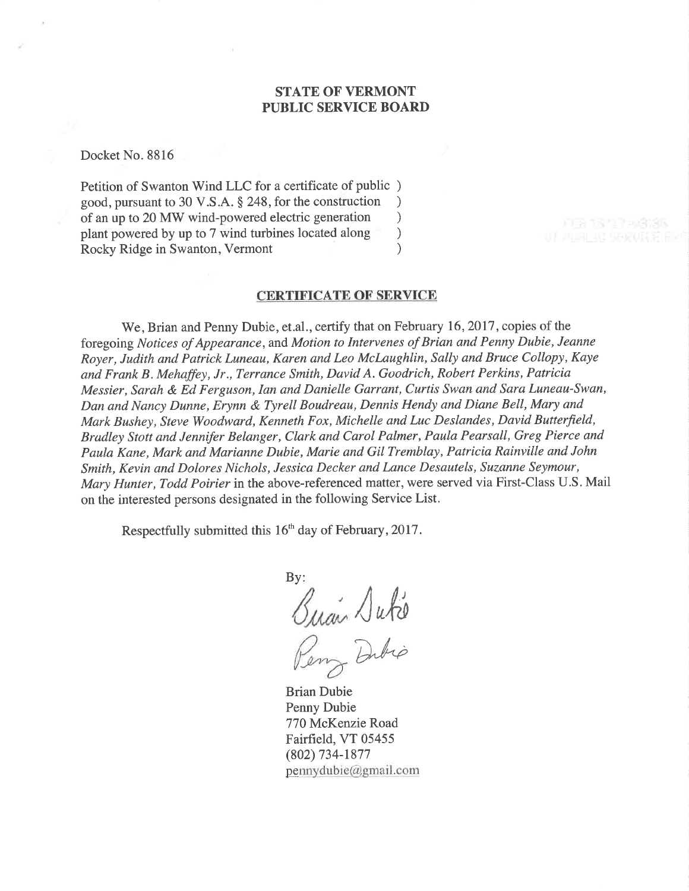**STATE OF VERMONT**
**PUBLIC SERVICE BOARD**

Docket No. 8816

Petition of Swanton Wind LLC for a certificate of public )
good, pursuant to 30 V.S.A. § 248, for the construction )
of an up to 20 MW wind-powered electric generation )
plant powered by up to 7 wind turbines located along )
Rocky Ridge in Swanton, Vermont )

## CERTIFICATE OF SERVICE

We, Brian and Penny Dubie, et.al., certify that on February 16, 2017, copies of the foregoing *Notices of Appearance*, and *Motion to Intervenes of Brian and Penny Dubie, Jeanne Royer, Judith and Patrick Luneau, Karen and Leo McLaughlin, Sally and Bruce Collopy, Kaye and Frank B. Mehaffey, Jr., Terrance Smith, David A. Goodrich, Robert Perkins, Patricia Messier, Sarah & Ed Ferguson, Ian and Danielle Garrant, Curtis Swan and Sara Luneau-Swan, Dan and Nancy Dunne, Erynn & Tyrell Boudreau, Dennis Hendy and Diane Bell, Mary and Mark Bushey, Steve Woodward, Kenneth Fox, Michelle and Luc Deslandes, David Butterfield, Bradley Stott and Jennifer Belanger, Clark and Carol Palmer, Paula Pearsall, Greg Pierce and Paula Kane, Mark and Marianne Dubie, Marie and Gil Tremblay, Patricia Rainville and John Smith, Kevin and Dolores Nichols, Jessica Decker and Lance Desautels, Suzanne Seymour, Mary Hunter, Todd Poirier* in the above-referenced matter, were served via First-Class U.S. Mail on the interested persons designated in the following Service List.

Respectfully submitted this 16th day of February, 2017.

By:

Brian Dubie
Penny Dubie
770 McKenzie Road
Fairfield, VT 05455
(802) 734-1877
pennydubie@gmail.com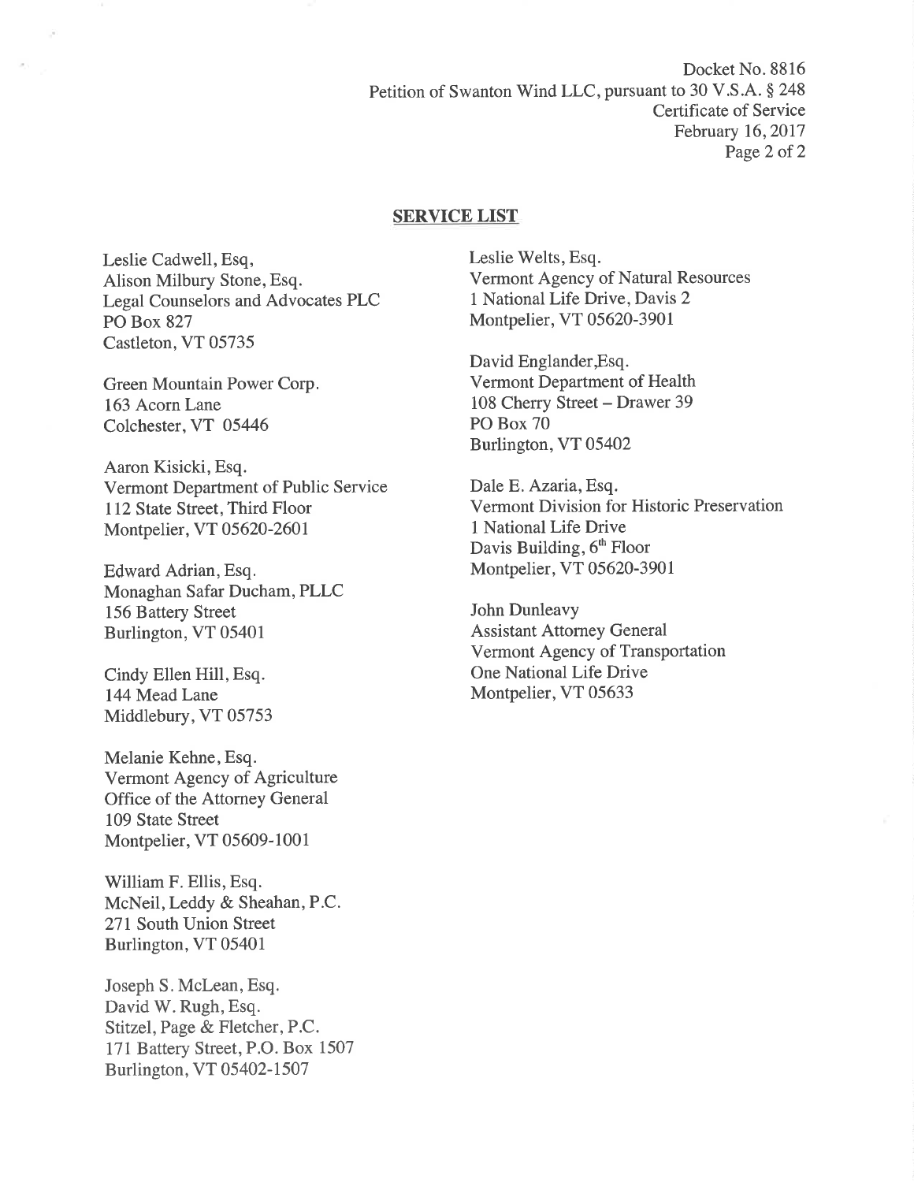## SERVICE LIST

Leslie Cadwell, Esq,
Alison Milbury Stone, Esq.
Legal Counselors and Advocates PLC
PO Box 827
Castleton, VT 05735

Green Mountain Power Corp.
163 Acorn Lane
Colchester, VT 05446

Aaron Kisicki, Esq.
Vermont Department of Public Service
112 State Street, Third Floor
Montpelier, VT 05620-2601

Edward Adrian, Esq.
Monaghan Safar Ducham, PLLC
156 Battery Street
Burlington, VT 05401

Cindy Ellen Hill, Esq.
144 Mead Lane
Middlebury, VT 05753

Melanie Kehne, Esq.
Vermont Agency of Agriculture
Office of the Attorney General
109 State Street
Montpelier, VT 05609-1001

William F. Ellis, Esq.
McNeil, Leddy & Sheahan, P.C.
271 South Union Street
Burlington, VT 05401

Joseph S. McLean, Esq.
David W. Rugh, Esq.
Stitzel, Page & Fletcher, P.C.
171 Battery Street, P.O. Box 1507
Burlington, VT 05402-1507

Leslie Welts, Esq.
Vermont Agency of Natural Resources
1 National Life Drive, Davis 2
Montpelier, VT 05620-3901

David Englander,Esq.
Vermont Department of Health
108 Cherry Street – Drawer 39
PO Box 70
Burlington, VT 05402

Dale E. Azaria, Esq.
Vermont Division for Historic Preservation
1 National Life Drive
Davis Building, 6th Floor
Montpelier, VT 05620-3901

John Dunleavy
Assistant Attorney General
Vermont Agency of Transportation
One National Life Drive
Montpelier, VT 05633